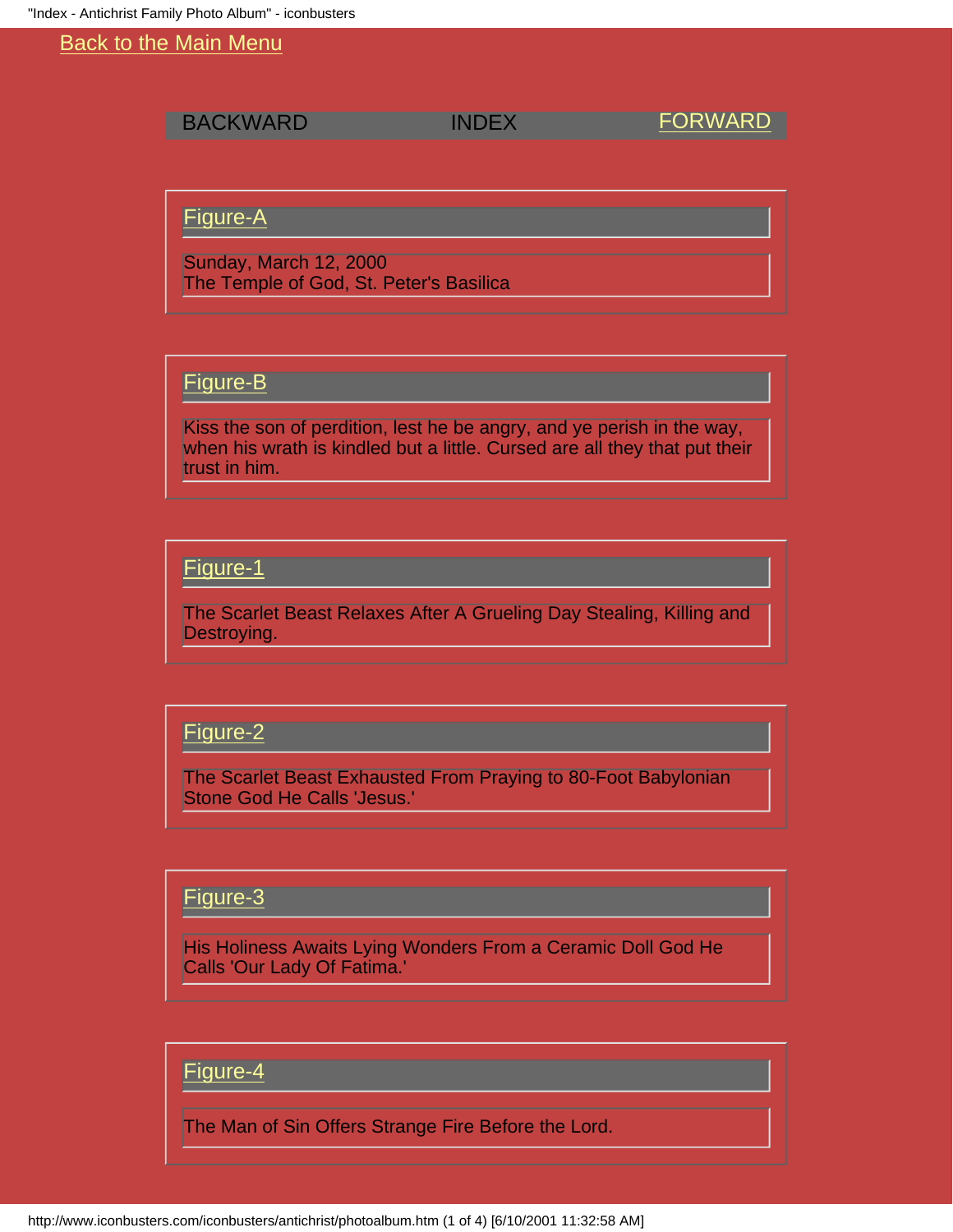Back to the Main Menu

BACKWARD INDEX FORWARD

## Figure-A

Sunday, March 12, 2000
The Temple of God, St. Peter's Basilica

## Figure-B

Kiss the son of perdition, lest he be angry, and ye perish in the way, when his wrath is kindled but a little. Cursed are all they that put their trust in him.

## Figure-1

The Scarlet Beast Relaxes After A Grueling Day Stealing, Killing and Destroying.

## Figure-2

The Scarlet Beast Exhausted From Praying to 80-Foot Babylonian Stone God He Calls 'Jesus.'

## Figure-3

His Holiness Awaits Lying Wonders From a Ceramic Doll God He Calls 'Our Lady Of Fatima.'

## Figure-4

The Man of Sin Offers Strange Fire Before the Lord.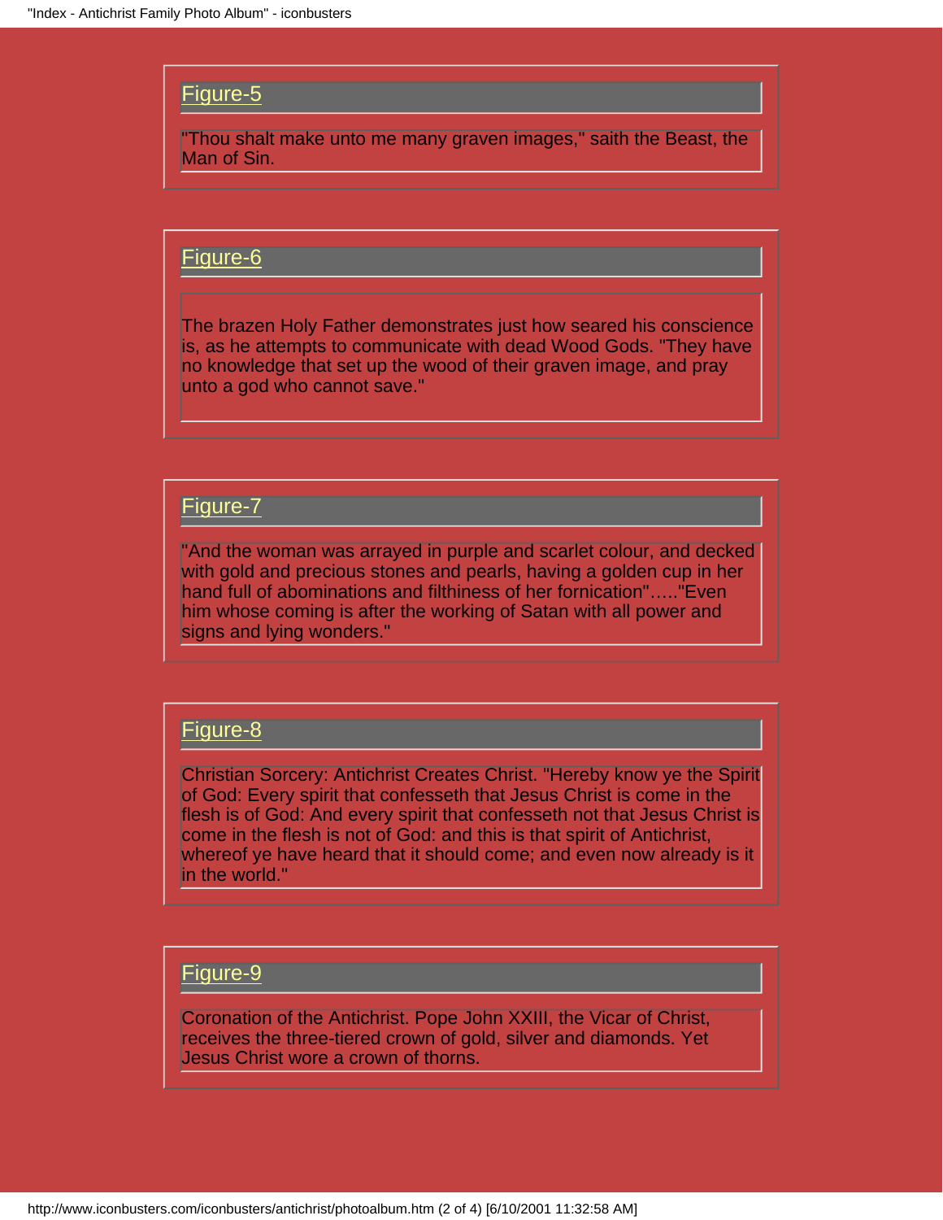### Figure-5

"Thou shalt make unto me many graven images," saith the Beast, the Man of Sin.

### Figure-6

The brazen Holy Father demonstrates just how seared his conscience is, as he attempts to communicate with dead Wood Gods. "They have no knowledge that set up the wood of their graven image, and pray unto a god who cannot save."

### Figure-7

"And the woman was arrayed in purple and scarlet colour, and decked with gold and precious stones and pearls, having a golden cup in her hand full of abominations and filthiness of her fornication"....."Even him whose coming is after the working of Satan with all power and signs and lying wonders."

### Figure-8

Christian Sorcery: Antichrist Creates Christ. "Hereby know ye the Spirit of God: Every spirit that confesseth that Jesus Christ is come in the flesh is of God: And every spirit that confesseth not that Jesus Christ is come in the flesh is not of God: and this is that spirit of Antichrist, whereof ye have heard that it should come; and even now already is it in the world."

### Figure-9

Coronation of the Antichrist. Pope John XXIII, the Vicar of Christ, receives the three-tiered crown of gold, silver and diamonds. Yet Jesus Christ wore a crown of thorns.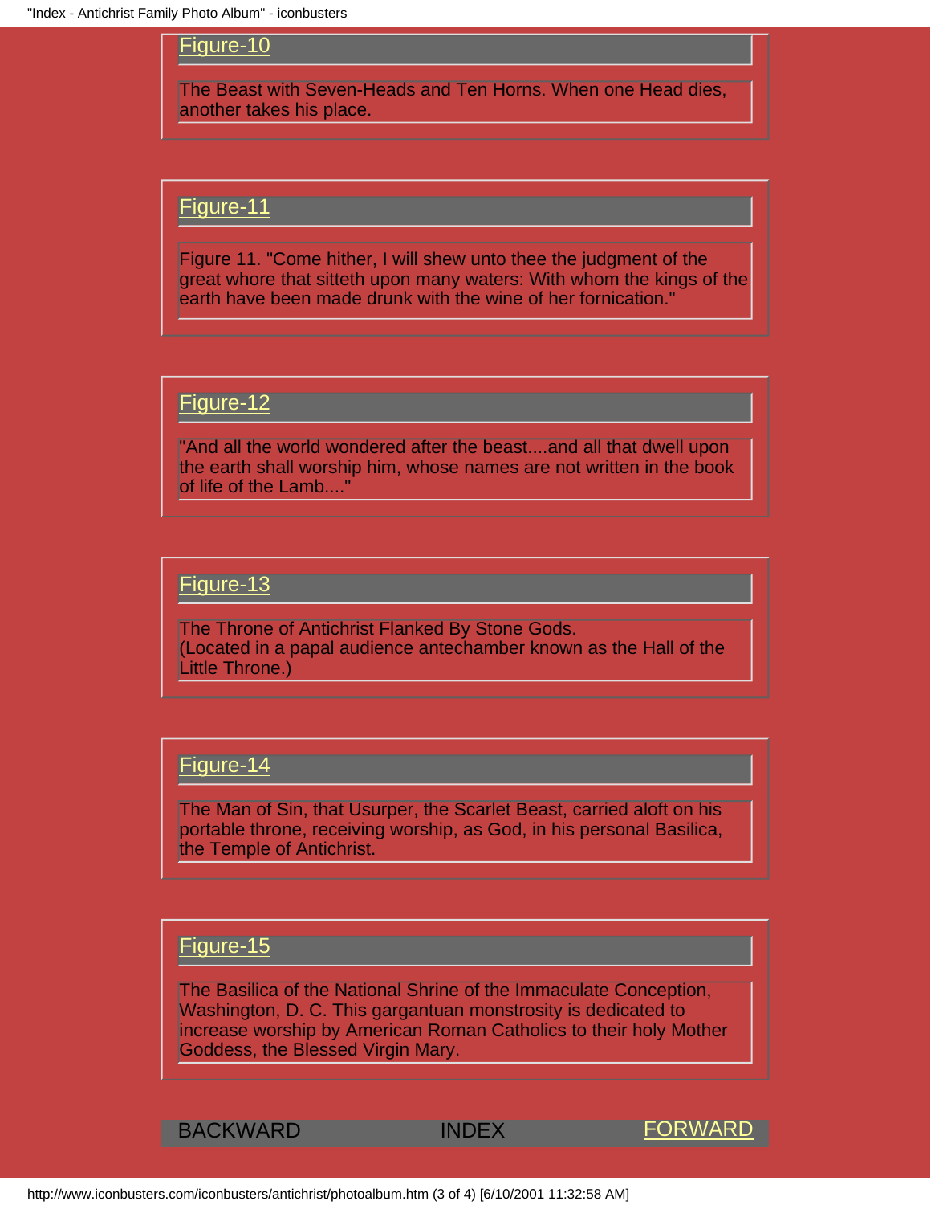Figure-10

The Beast with Seven-Heads and Ten Horns. When one Head dies, another takes his place.

Figure-11

Figure 11. "Come hither, I will shew unto thee the judgment of the great whore that sitteth upon many waters: With whom the kings of the earth have been made drunk with the wine of her fornication."

Figure-12

"And all the world wondered after the beast....and all that dwell upon the earth shall worship him, whose names are not written in the book of life of the Lamb...."

Figure-13

The Throne of Antichrist Flanked By Stone Gods.
(Located in a papal audience antechamber known as the Hall of the Little Throne.)

Figure-14

The Man of Sin, that Usurper, the Scarlet Beast, carried aloft on his portable throne, receiving worship, as God, in his personal Basilica, the Temple of Antichrist.

Figure-15

The Basilica of the National Shrine of the Immaculate Conception, Washington, D. C. This gargantuan monstrosity is dedicated to increase worship by American Roman Catholics to their holy Mother Goddess, the Blessed Virgin Mary.

BACKWARD INDEX FORWARD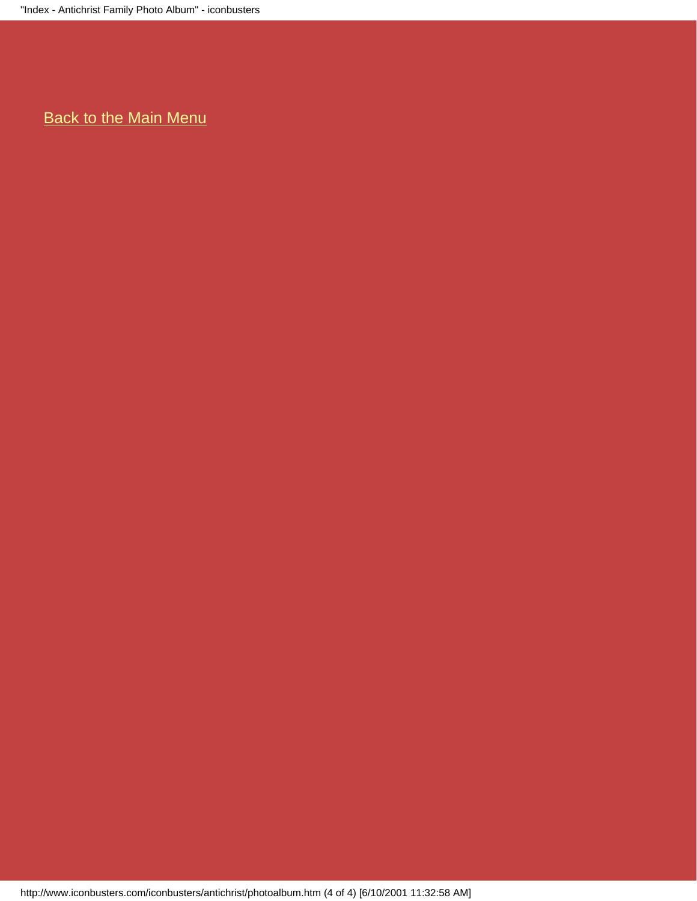[Back to the Main Menu]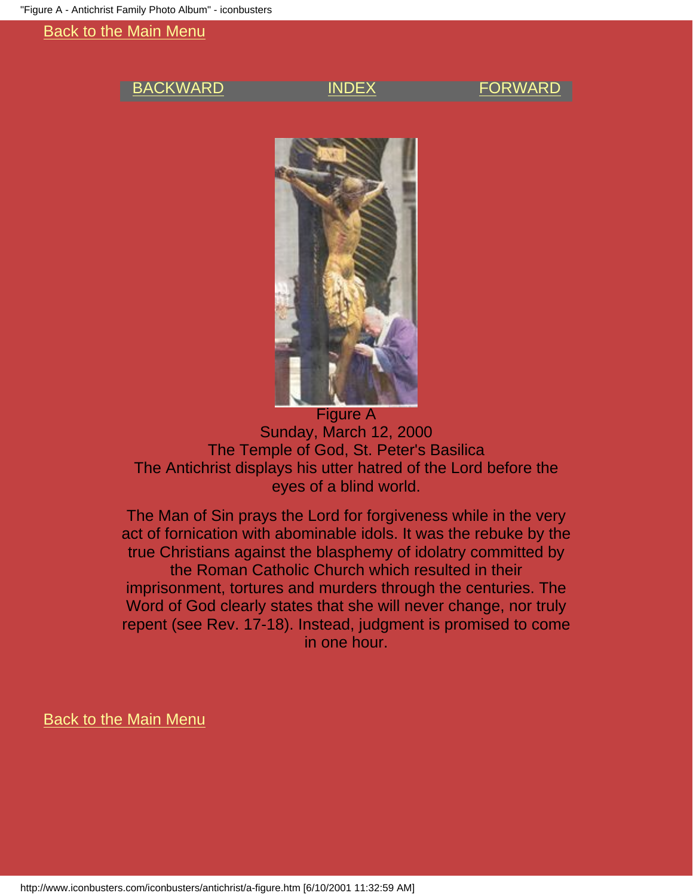Back to the Main Menu

BACKWARD INDEX FORWARD

Figure A
Sunday, March 12, 2000
The Temple of God, St. Peter's Basilica
The Antichrist displays his utter hatred of the Lord before the eyes of a blind world.

The Man of Sin prays the Lord for forgiveness while in the very act of fornication with abominable idols. It was the rebuke by the true Christians against the blasphemy of idolatry committed by the Roman Catholic Church which resulted in their imprisonment, tortures and murders through the centuries. The Word of God clearly states that she will never change, nor truly repent (see Rev. 17-18). Instead, judgment is promised to come in one hour.

Back to the Main Menu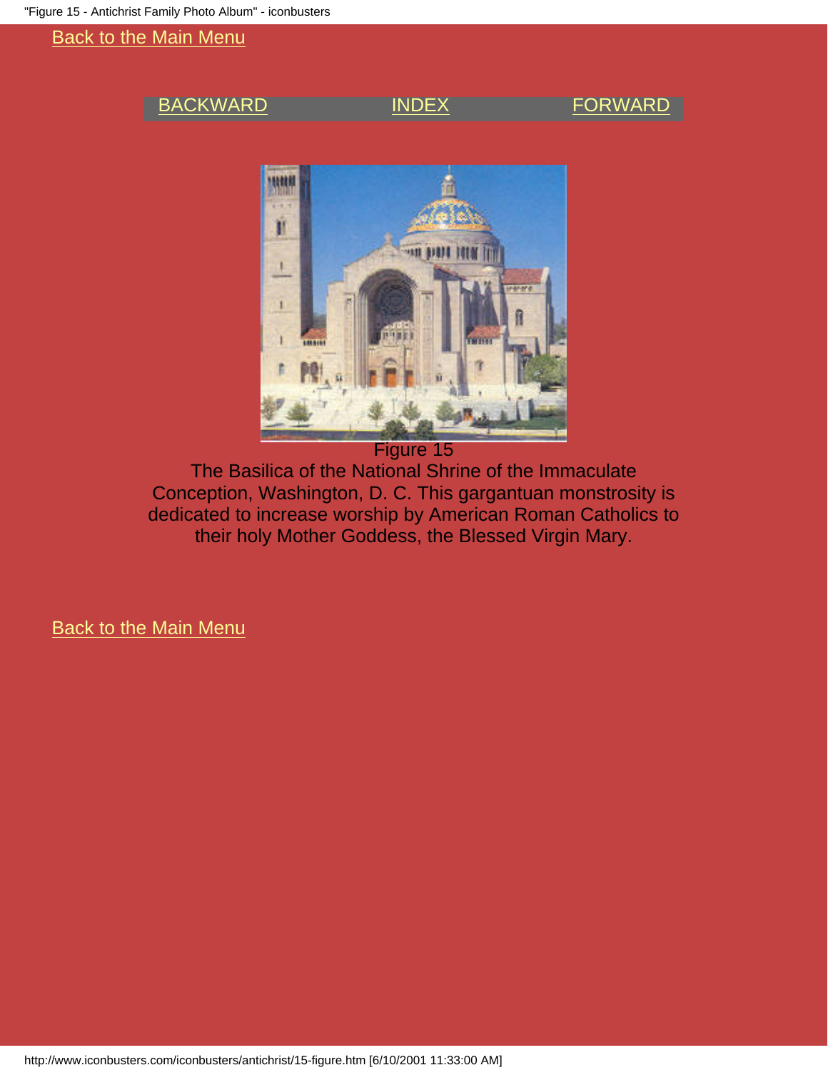Back to the Main Menu

BACKWARD INDEX FORWARD

Figure 15

The Basilica of the National Shrine of the Immaculate Conception, Washington, D. C. This gargantuan monstrosity is dedicated to increase worship by American Roman Catholics to their holy Mother Goddess, the Blessed Virgin Mary.

Back to the Main Menu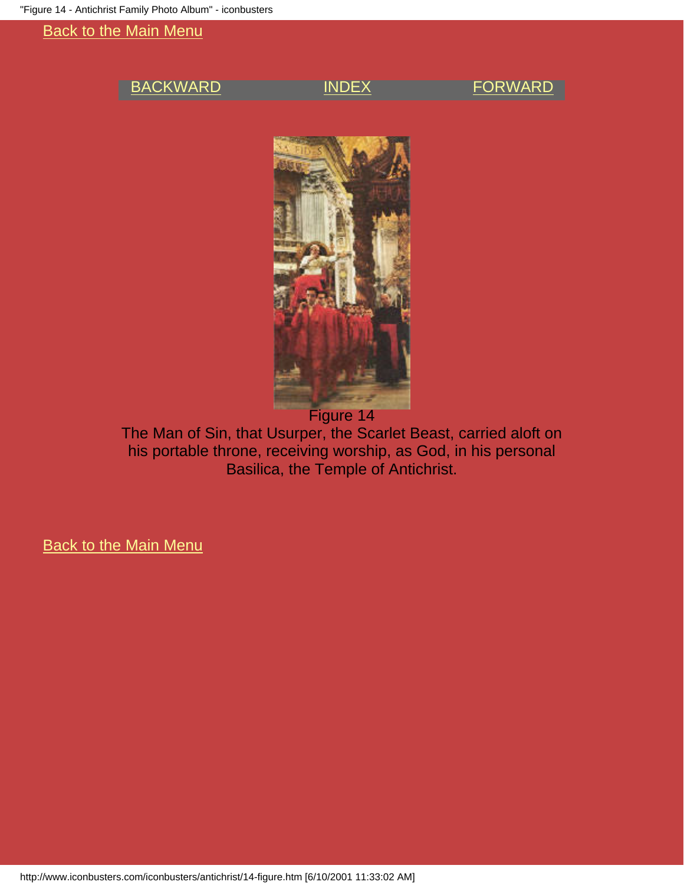Back to the Main Menu

BACKWARD INDEX FORWARD

Figure 14

The Man of Sin, that Usurper, the Scarlet Beast, carried aloft on his portable throne, receiving worship, as God, in his personal Basilica, the Temple of Antichrist.

Back to the Main Menu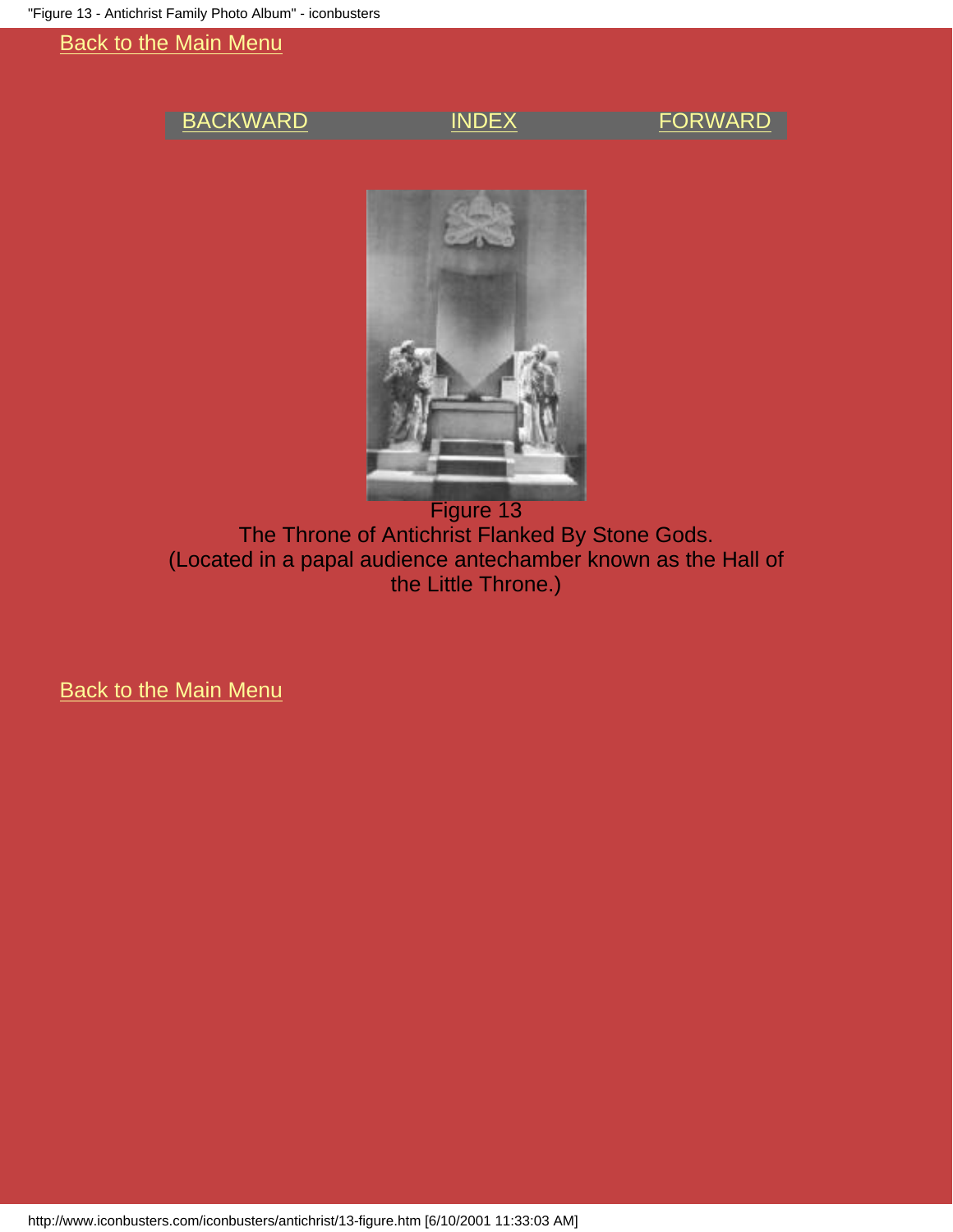Back to the Main Menu

BACKWARD INDEX FORWARD

Figure 13
The Throne of Antichrist Flanked By Stone Gods.
(Located in a papal audience antechamber known as the Hall of the Little Throne.)

Back to the Main Menu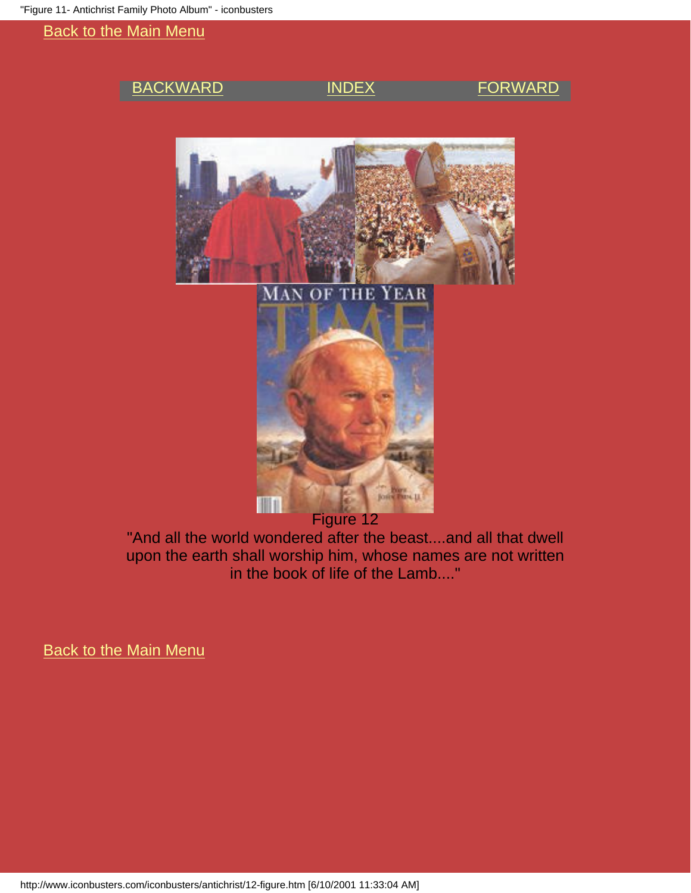Back to the Main Menu

BACKWARD INDEX FORWARD

Figure 12

"And all the world wondered after the beast....and all that dwell upon the earth shall worship him, whose names are not written in the book of life of the Lamb...."

Back to the Main Menu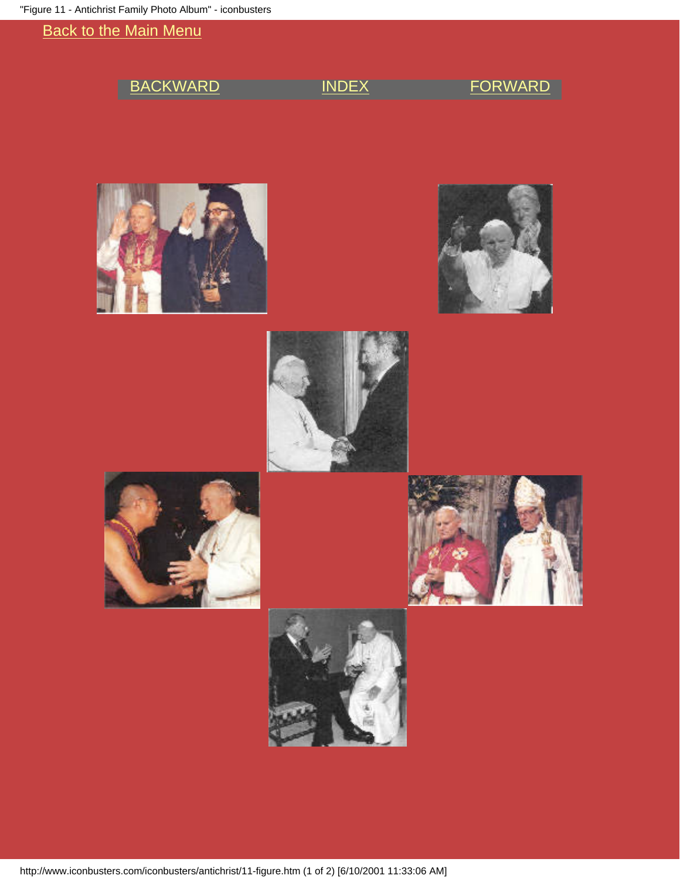[Back to the Main Menu](#)

[BACKWARD](#) [INDEX](#) [FORWARD](#)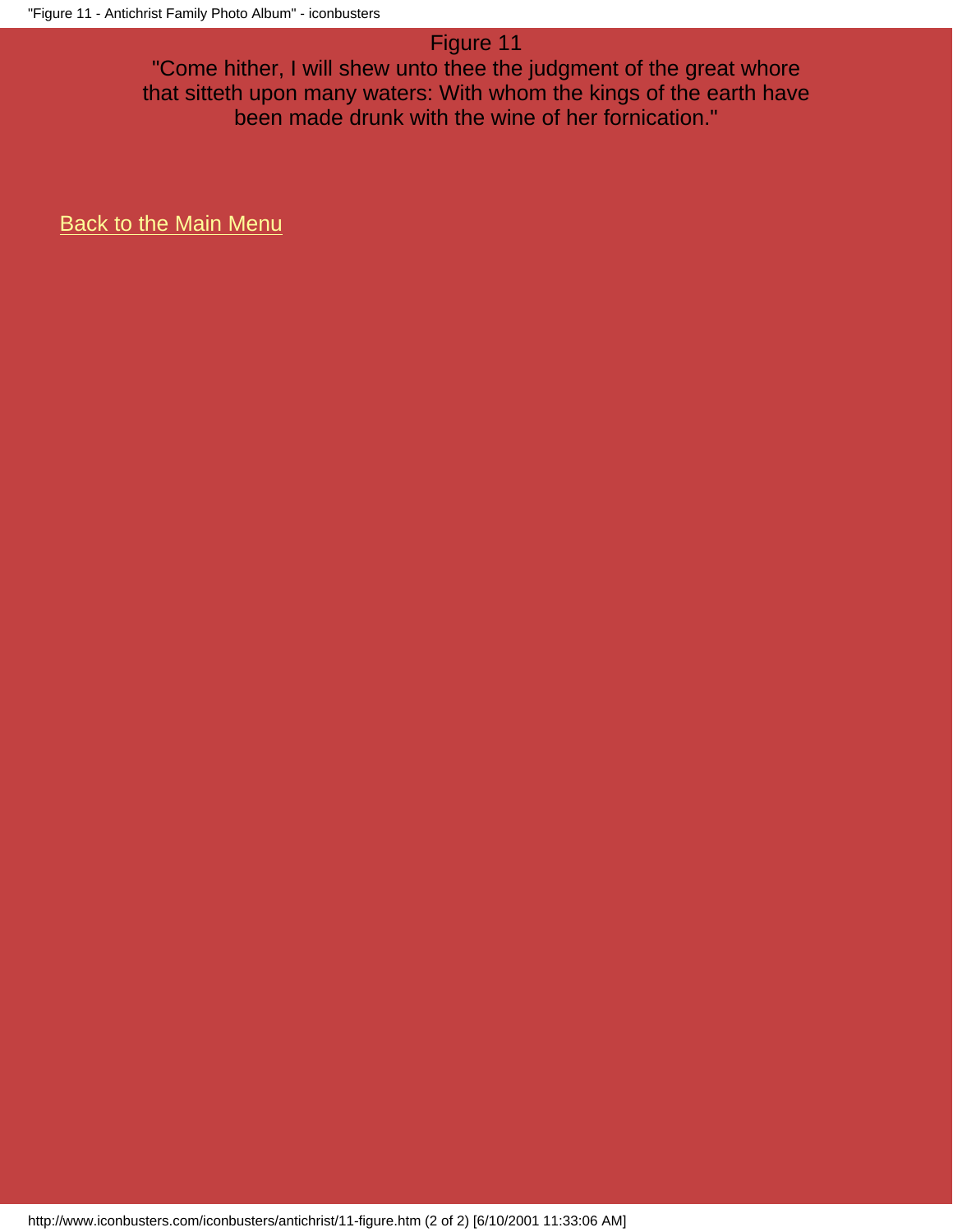Figure 11

"Come hither, I will shew unto thee the judgment of the great whore that sitteth upon many waters: With whom the kings of the earth have been made drunk with the wine of her fornication."

Back to the Main Menu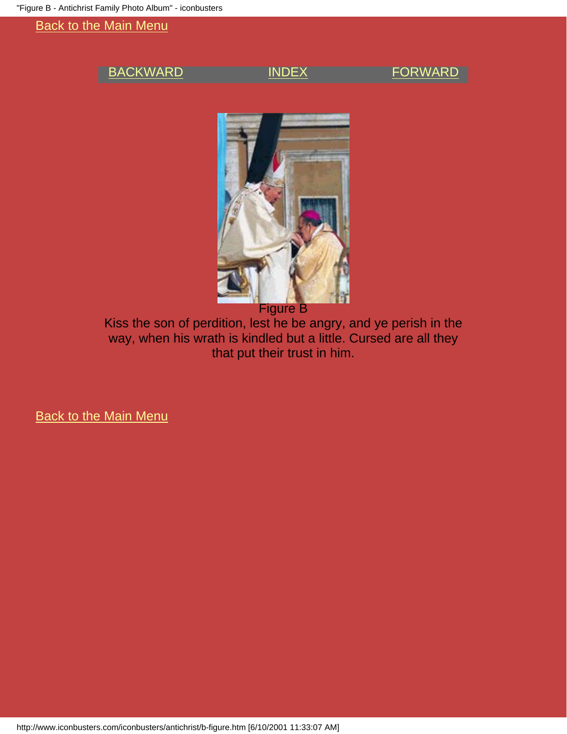Back to the Main Menu

BACKWARD INDEX FORWARD

Figure B

Kiss the son of perdition, lest he be angry, and ye perish in the way, when his wrath is kindled but a little. Cursed are all they that put their trust in him.

Back to the Main Menu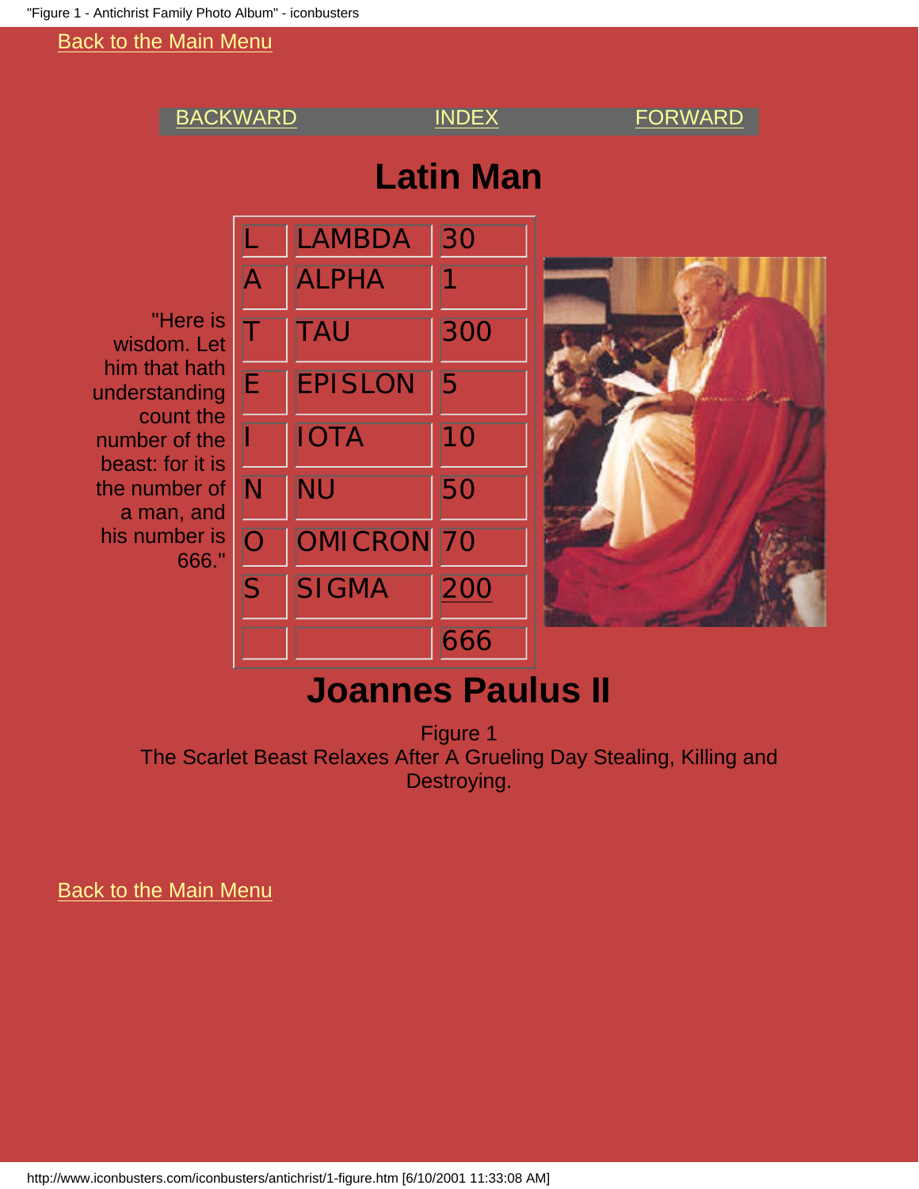Back to the Main Menu

BACKWARD INDEX FORWARD

# Latin Man

"Here is wisdom. Let him that hath understanding count the number of the beast: for it is the number of a man, and his number is 666."

| | | |
|---|---|---|
| L | LAMBDA | 30 |
| A | ALPHA | 1 |
| T | TAU | 300 |
| E | EPISLON | 5 |
| I | IOTA | 10 |
| N | NU | 50 |
| O | OMICRON | 70 |
| S | SIGMA | 200 |
| | | 666 |

# Joannes Paulus II

Figure 1
The Scarlet Beast Relaxes After A Grueling Day Stealing, Killing and Destroying.

Back to the Main Menu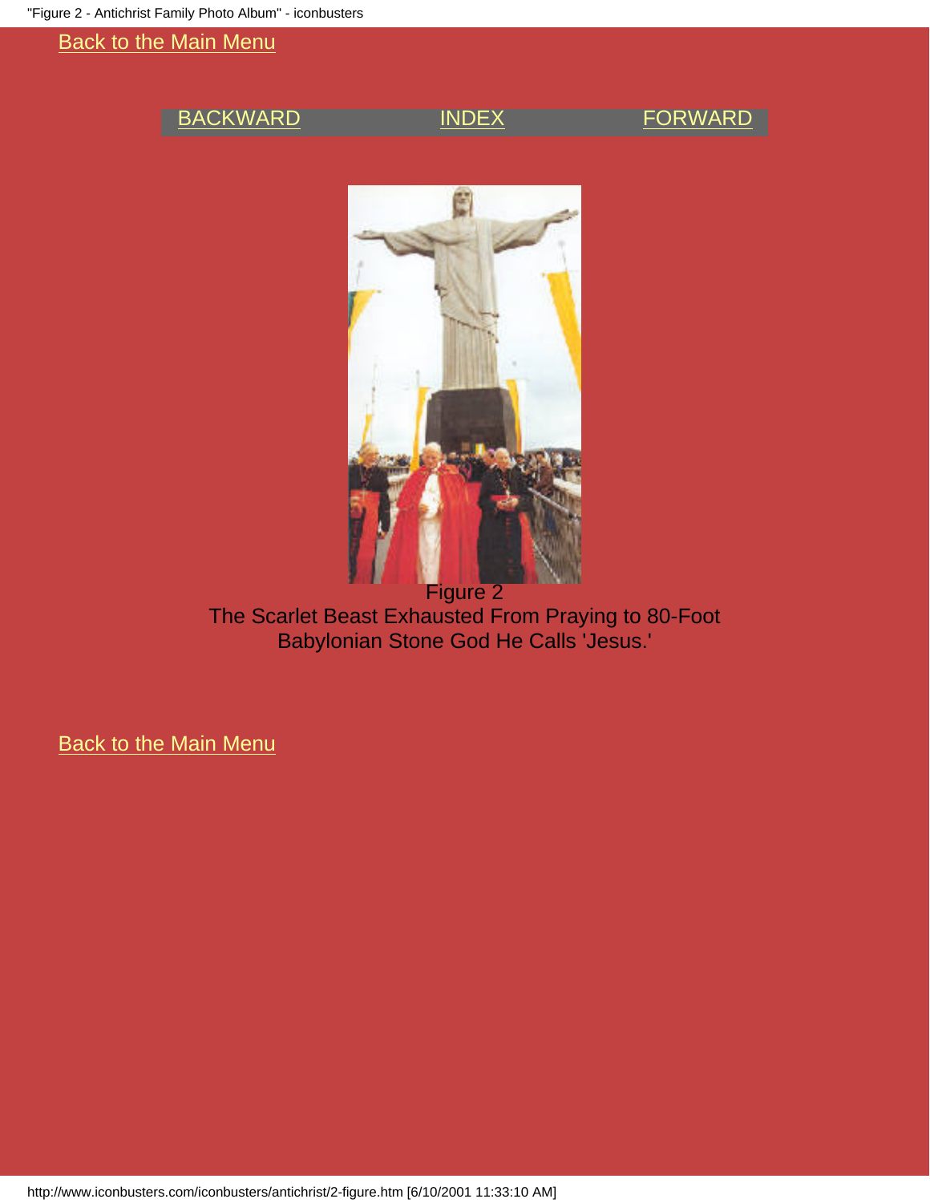Back to the Main Menu

BACKWARD INDEX FORWARD

Figure 2
The Scarlet Beast Exhausted From Praying to 80-Foot Babylonian Stone God He Calls 'Jesus.'

Back to the Main Menu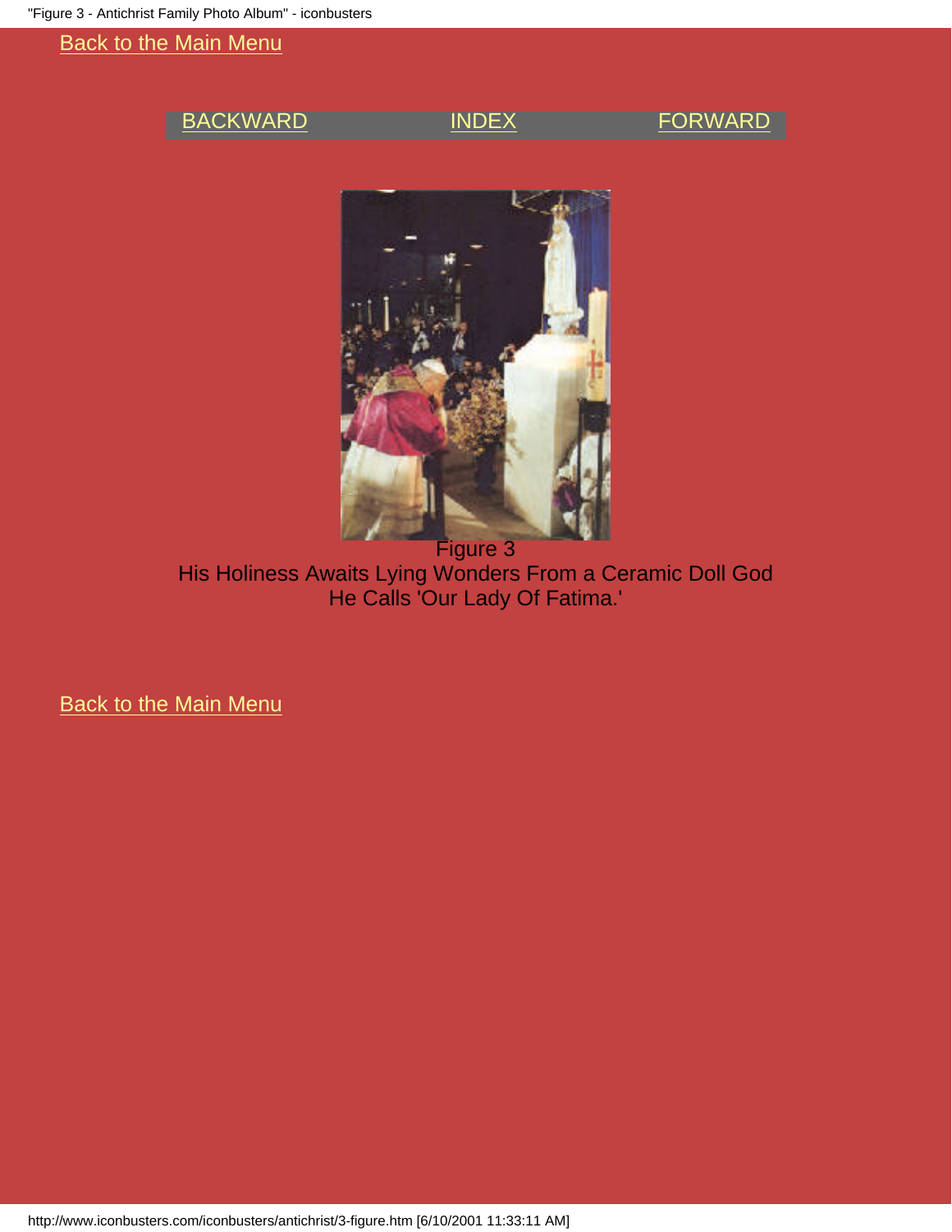Back to the Main Menu

BACKWARD INDEX FORWARD

Figure 3
His Holiness Awaits Lying Wonders From a Ceramic Doll God He Calls 'Our Lady Of Fatima.'

Back to the Main Menu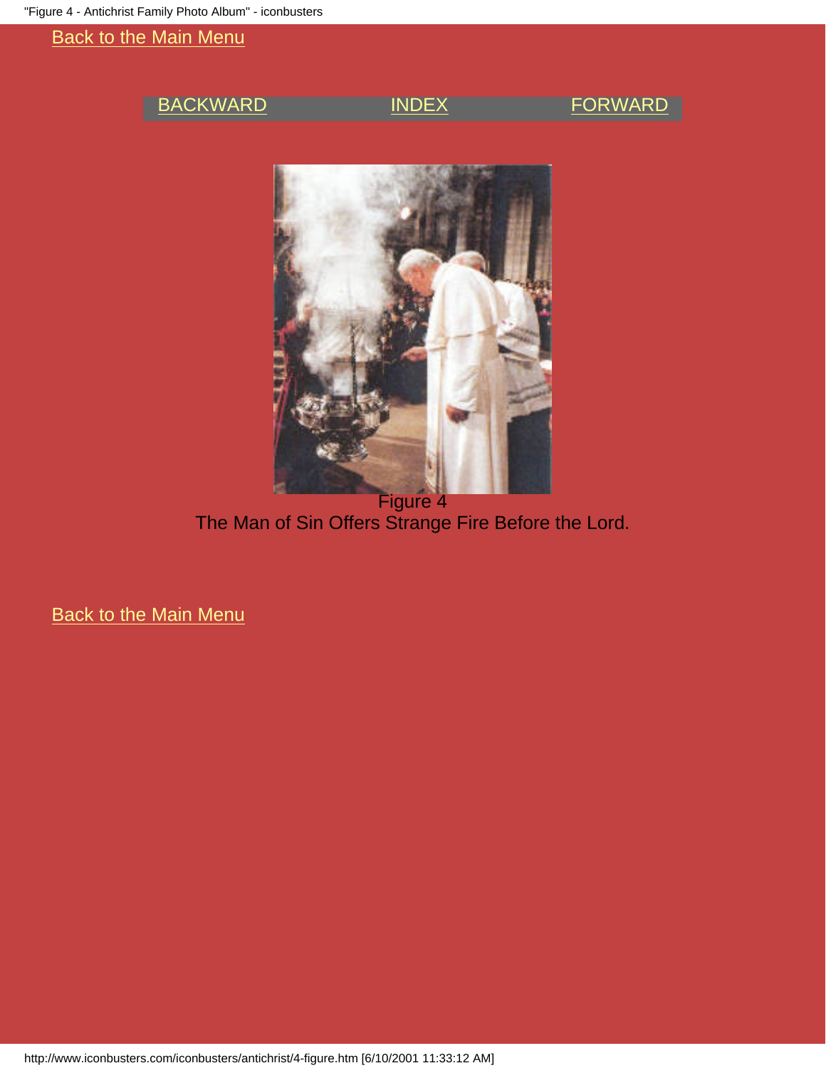Back to the Main Menu

BACKWARD INDEX FORWARD

Figure 4
The Man of Sin Offers Strange Fire Before the Lord.

Back to the Main Menu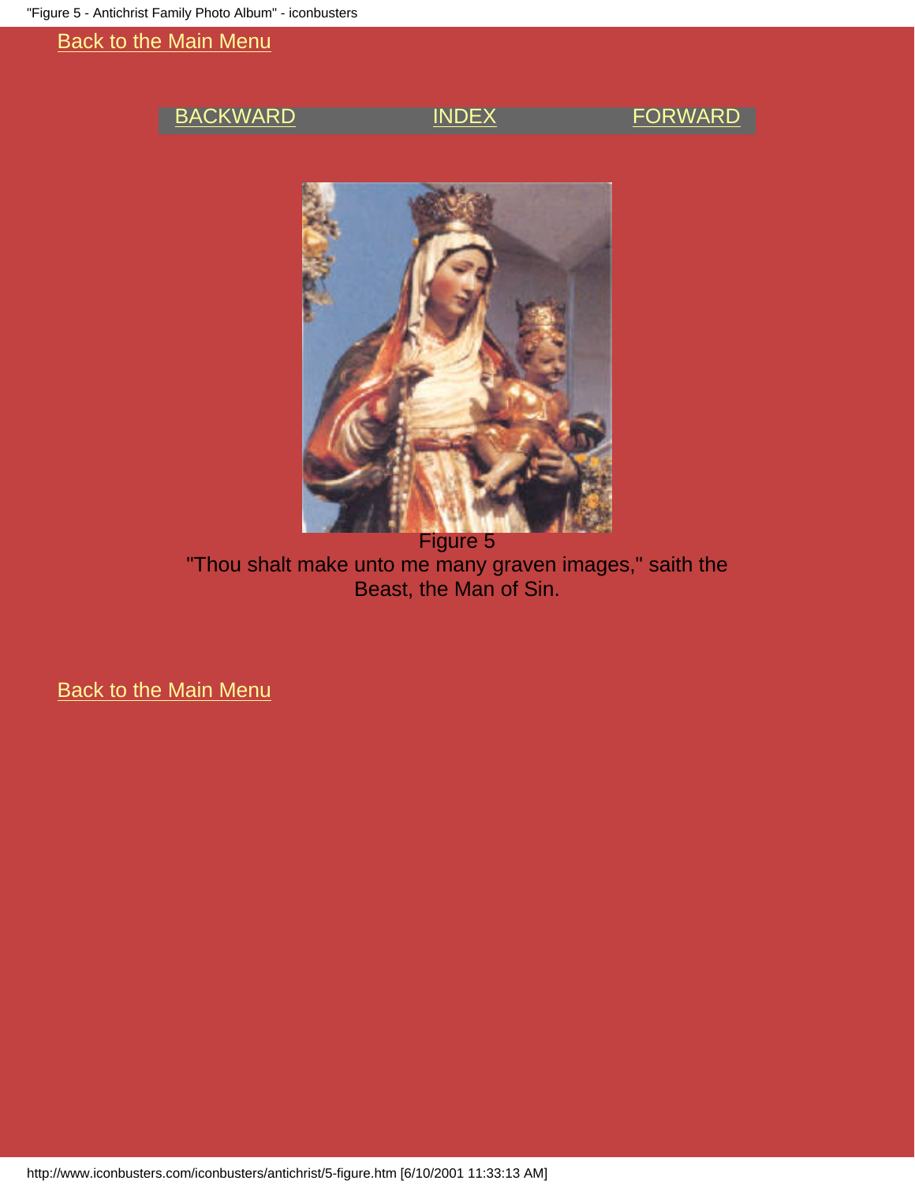Back to the Main Menu

BACKWARD INDEX FORWARD

Figure 5

"Thou shalt make unto me many graven images," saith the Beast, the Man of Sin.

Back to the Main Menu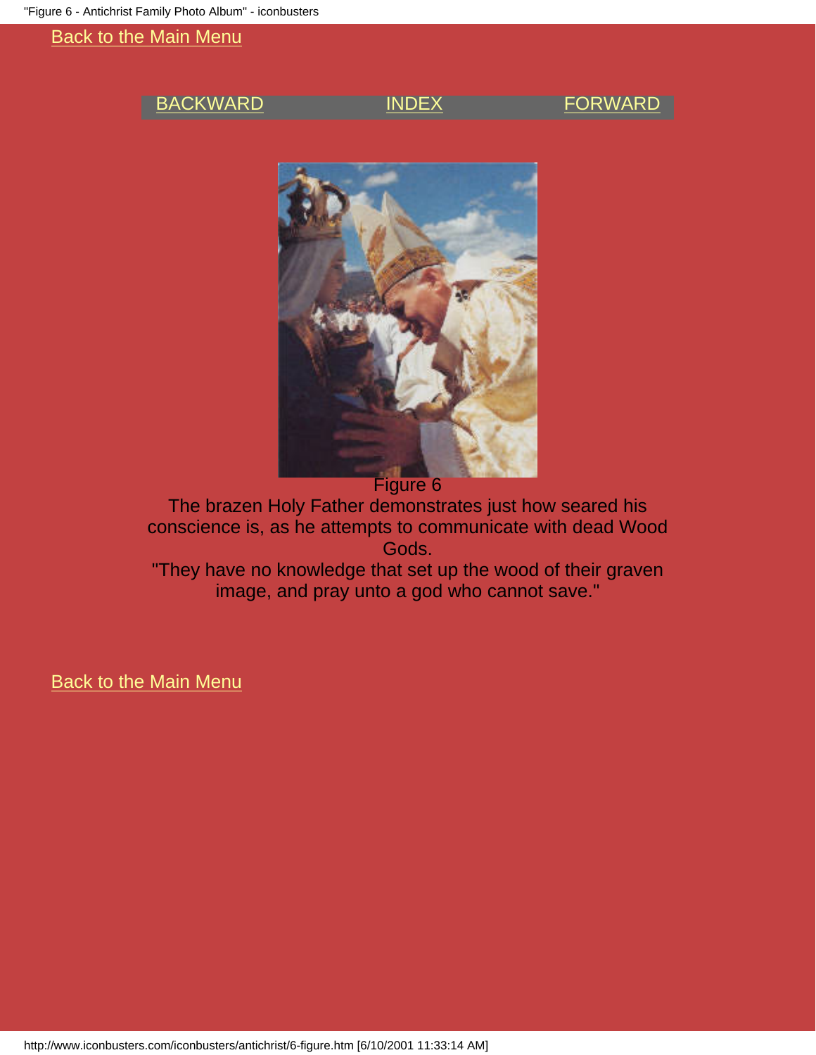Back to the Main Menu

BACKWARD INDEX FORWARD

Figure 6

The brazen Holy Father demonstrates just how seared his conscience is, as he attempts to communicate with dead Wood Gods.

"They have no knowledge that set up the wood of their graven image, and pray unto a god who cannot save."

Back to the Main Menu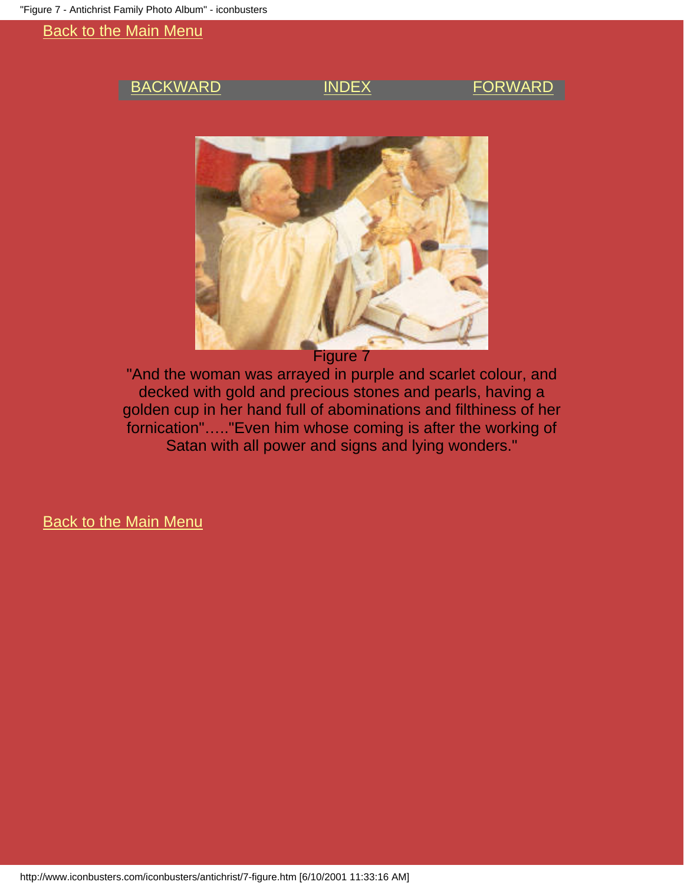Back to the Main Menu

BACKWARD INDEX FORWARD

Figure 7

"And the woman was arrayed in purple and scarlet colour, and decked with gold and precious stones and pearls, having a golden cup in her hand full of abominations and filthiness of her fornication"....."Even him whose coming is after the working of Satan with all power and signs and lying wonders."

Back to the Main Menu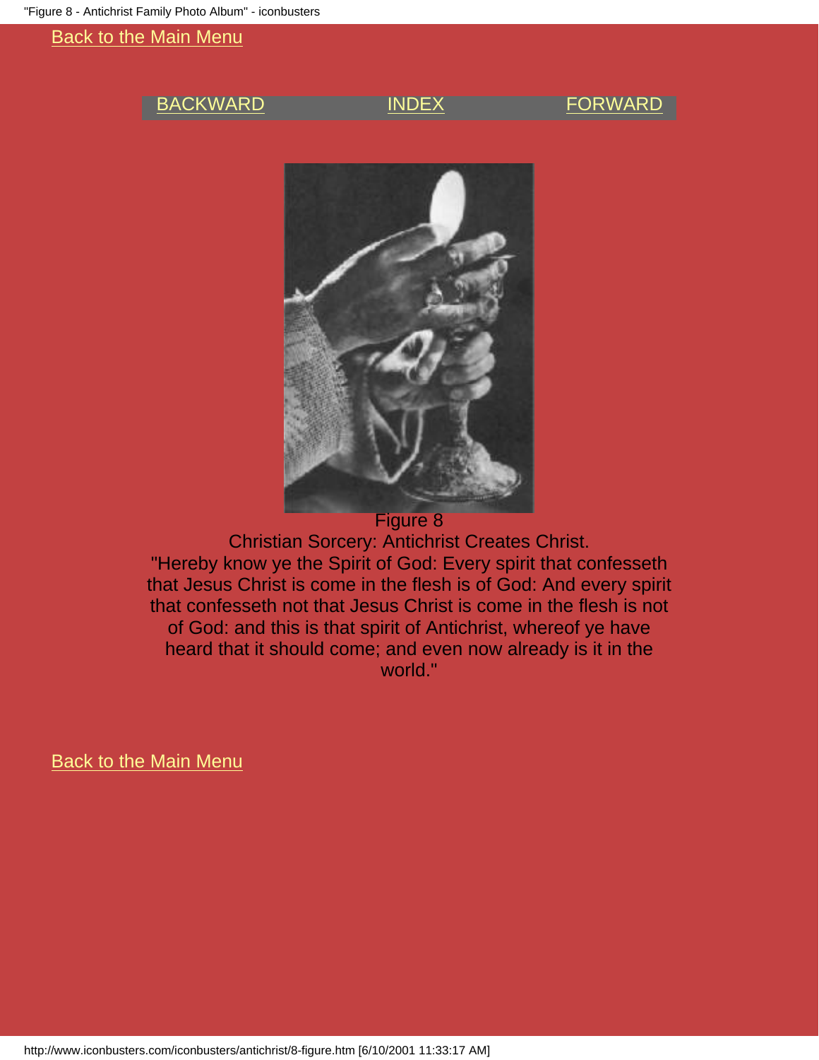Back to the Main Menu

BACKWARD | INDEX | FORWARD

Figure 8

Christian Sorcery: Antichrist Creates Christ.

"Hereby know ye the Spirit of God: Every spirit that confesseth that Jesus Christ is come in the flesh is of God: And every spirit that confesseth not that Jesus Christ is come in the flesh is not of God: and this is that spirit of Antichrist, whereof ye have heard that it should come; and even now already is it in the world."

Back to the Main Menu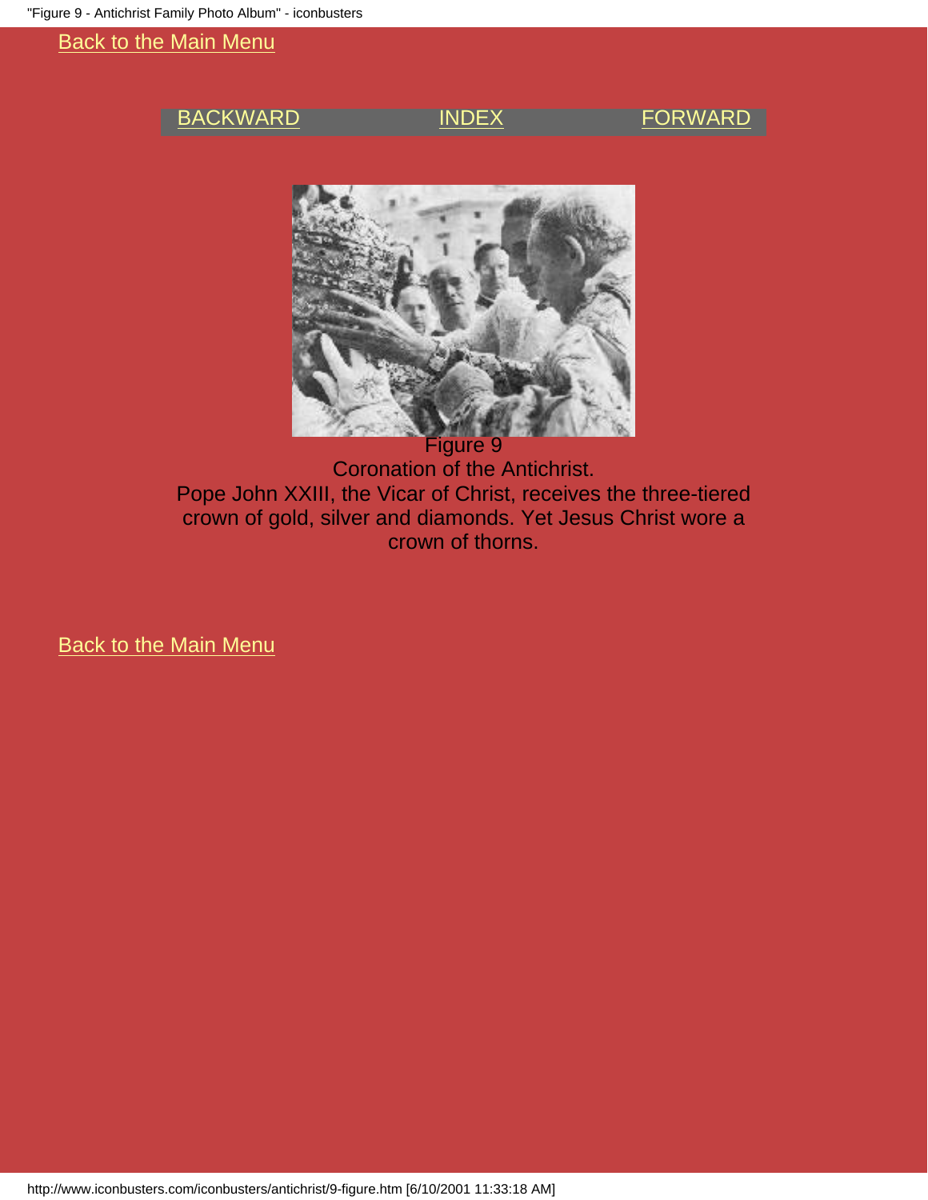Back to the Main Menu

BACKWARD INDEX FORWARD

Figure 9
Coronation of the Antichrist.
Pope John XXIII, the Vicar of Christ, receives the three-tiered crown of gold, silver and diamonds. Yet Jesus Christ wore a crown of thorns.

Back to the Main Menu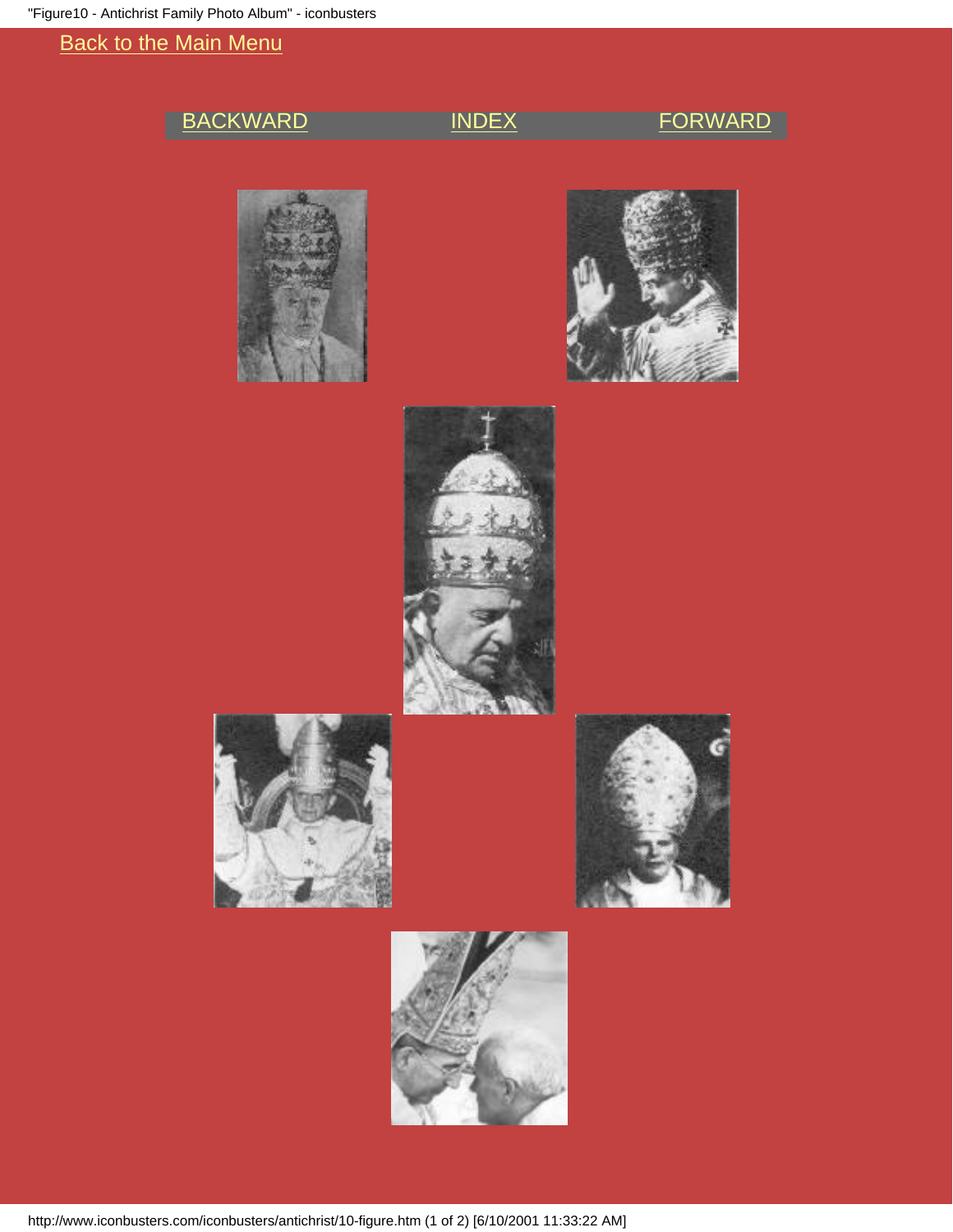[Back to the Main Menu](#)

[BACKWARD](#) [INDEX](#) [FORWARD](#)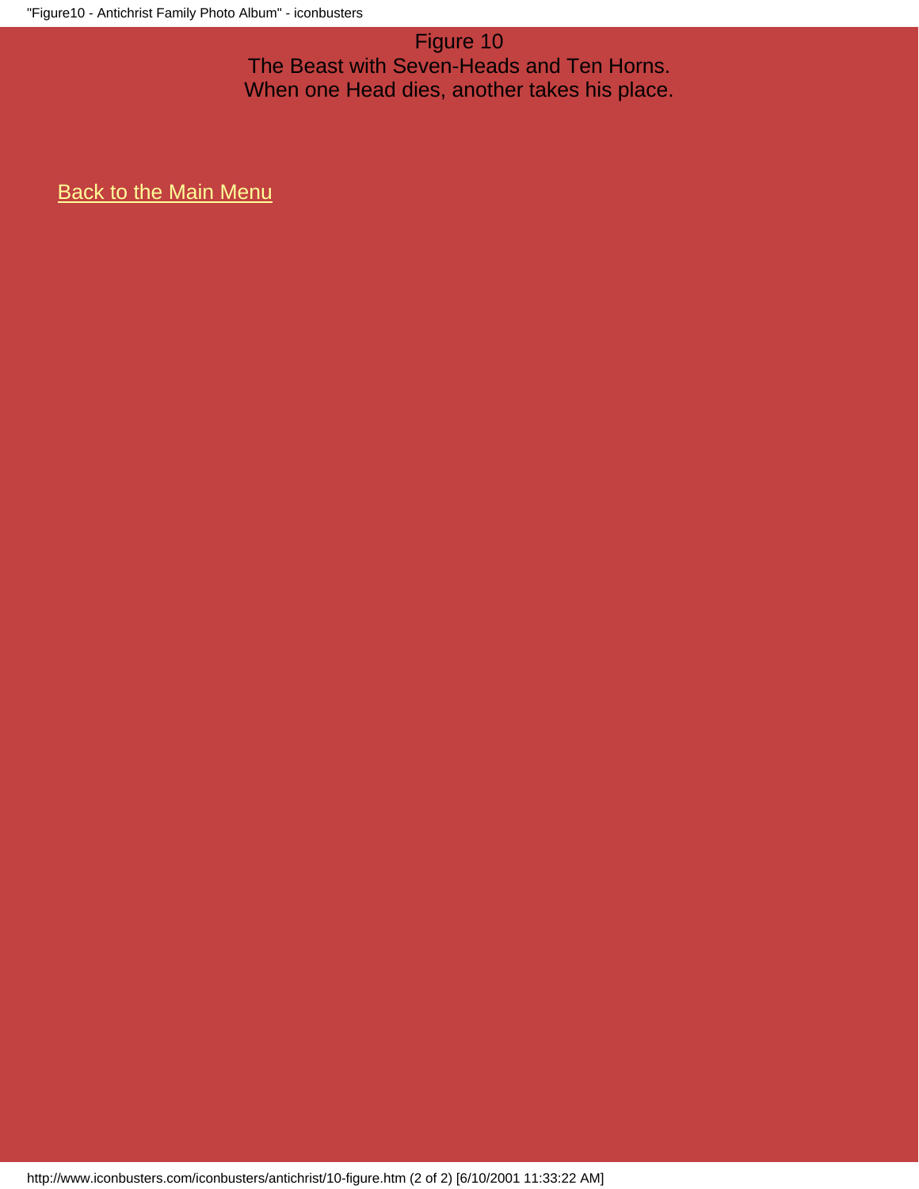Figure 10
The Beast with Seven-Heads and Ten Horns.
When one Head dies, another takes his place.

[Back to the Main Menu]